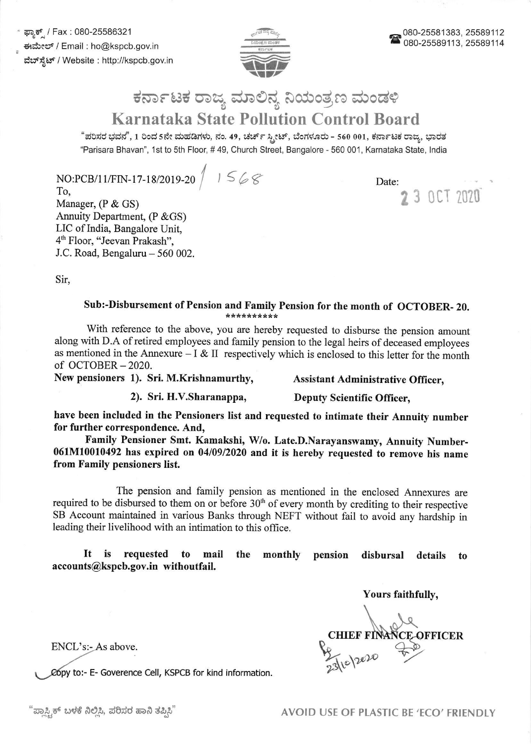ಫ್ಯಾಕ್ಸ್ / Fax : 080-25586321
ಈಮೇಲ್ / Email : ho@kspcb.gov.in
ವೆಬ್‌ಸೈಟ್ / Website : http://kspcb.gov.in

080-25581383, 25589112
080-25589113, 25589114

# ಕರ್ನಾಟಕ ರಾಜ್ಯ ಮಾಲಿನ್ಯ ನಿಯಂತ್ರಣ ಮಂಡಳಿ
# Karnataka State Pollution Control Board

"ಪರಿಸರ ಭವನ", 1 ರಿಂದ 5ನೇ ಮಹಡಿಗಳು, ನಂ. 49, ಚರ್ಚ್ ಸ್ಟ್ರೀಟ್, ಬೆಂಗಳೂರು - 560 001, ಕರ್ನಾಟಕ ರಾಜ್ಯ, ಭಾರತ
"Parisara Bhavan", 1st to 5th Floor, # 49, Church Street, Bangalore - 560 001, Karnataka State, India

NO:PCB/11/FIN-17-18/2019-20 / 1568

Date: 23 OCT 2020

To,
Manager, (P & GS)
Annuity Department, (P &GS)
LIC of India, Bangalore Unit,
4th Floor, "Jeevan Prakash",
J.C. Road, Bengaluru – 560 002.

Sir,

**Sub:-Disbursement of Pension and Family Pension for the month of OCTOBER- 20.**
**********

With reference to the above, you are hereby requested to disburse the pension amount along with D.A of retired employees and family pension to the legal heirs of deceased employees as mentioned in the Annexure – I & II respectively which is enclosed to this letter for the month of OCTOBER – 2020.

**New pensioners 1). Sri. M.Krishnamurthy, Assistant Administrative Officer,**

**2). Sri. H.V.Sharanappa, Deputy Scientific Officer,**

**have been included in the Pensioners list and requested to intimate their Annuity number for further correspondence. And,**

**Family Pensioner Smt. Kamakshi, W/o. Late.D.Narayanswamy, Annuity Number-061M10010492 has expired on 04/09/2020 and it is hereby requested to remove his name from Family pensioners list.**

The pension and family pension as mentioned in the enclosed Annexures are required to be disbursed to them on or before 30th of every month by crediting to their respective SB Account maintained in various Banks through NEFT without fail to avoid any hardship in leading their livelihood with an intimation to this office.

**It is requested to mail the monthly pension disbursal details to accounts@kspcb.gov.in withoutfail.**

Yours faithfully,

**CHIEF FINANCE OFFICER**

23/10/2020

ENCL's:- As above.

Copy to:- E- Goverence Cell, KSPCB for kind information.

"ಪ್ಲಾಸ್ಟಿಕ್ ಬಳಕೆ ನಿಲ್ಲಿಸಿ, ಪರಿಸರ ಹಾನಿ ತಪ್ಪಿಸಿ"

AVOID USE OF PLASTIC BE 'ECO' FRIENDLY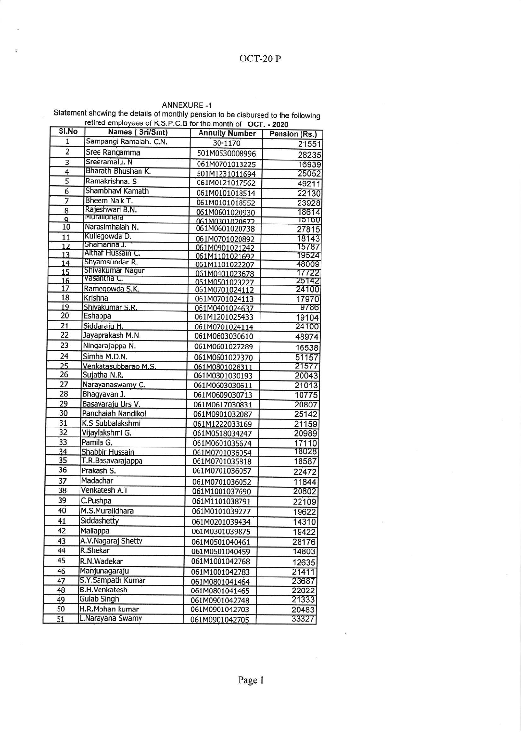OCT-20 P

ANNEXURE -1

Statement showing the details of monthly pension to be disbursed to the following retired employees of K.S.P.C.B for the month of **OCT. - 2020**

| Sl.No | Names ( Sri/Smt) | Annuity Number | Pension (Rs.) |
|---|---|---|---|
| 1 | Sampangi Ramaiah. C.N. | 30-1170 | 21551 |
| 2 | Sree Rangamma | 501M0530008996 | 28235 |
| 3 | Sreeramalu. N | 061M0701013225 | 16939 |
| 4 | Bharath Bhushan K. | 501M1231011694 | 25052 |
| 5 | Ramakrishna. S | 061M0121017562 | 49211 |
| 6 | Shambhavi Kamath | 061M0101018514 | 22130 |
| 7 | Bheem Naik T. | 061M0101018552 | 23928 |
| 8 | Rajeshwari B.N. | 061M0601020930 | 18614 |
| 9 | Muralidhara | 061M0301020672 | 15160 |
| 10 | Narasimhaiah N. | 061M0601020738 | 27815 |
| 11 | Kullegowda D. | 061M0701020892 | 18143 |
| 12 | Shamanna J. | 061M0901021242 | 15787 |
| 13 | Althaf Hussain C. | 061M1101021692 | 19524 |
| 14 | Shyamsundar R. | 061M1101022207 | 48009 |
| 15 | Shivakumar Nagur | 061M0401023678 | 17722 |
| 16 | Vasantha C. | 061M0501023227 | 25142 |
| 17 | Ramegowda S.K. | 061M0701024112 | 24100 |
| 18 | Krishna | 061M0701024113 | 17970 |
| 19 | Shivakumar S.R. | 061M0401024637 | 9786 |
| 20 | Eshappa | 061M1201025433 | 19104 |
| 21 | Siddaraju H. | 061M0701024114 | 24100 |
| 22 | Jayaprakash M.N. | 061M0603030610 | 48974 |
| 23 | Ningarajappa N. | 061M0601027289 | 16538 |
| 24 | Simha M.D.N. | 061M0601027370 | 51157 |
| 25 | Venkatasubbarao M.S. | 061M0801028311 | 21577 |
| 26 | Sujatha N.R. | 061M0301030193 | 20043 |
| 27 | Narayanaswamy C. | 061M0603030611 | 21013 |
| 28 | Bhagyavan J. | 061M0609030713 | 10775 |
| 29 | Basavaraju Urs V. | 061M0617030831 | 20807 |
| 30 | Panchaiah Nandikol | 061M0901032087 | 25142 |
| 31 | K.S Subbalakshmi | 061M1222033169 | 21159 |
| 32 | Vijaylakshmi G. | 061M0518034247 | 20989 |
| 33 | Pamila G. | 061M0601035674 | 17110 |
| 34 | Shabbir Hussain | 061M0701036054 | 18028 |
| 35 | T.R.Basavarajappa | 061M0701035818 | 18587 |
| 36 | Prakash S. | 061M0701036057 | 22472 |
| 37 | Madachar | 061M0701036052 | 11844 |
| 38 | Venkatesh A.T | 061M1001037690 | 20802 |
| 39 | C.Pushpa | 061M1101038791 | 22109 |
| 40 | M.S.Muralidhara | 061M0101039277 | 19622 |
| 41 | Siddashetty | 061M0201039434 | 14310 |
| 42 | Mallappa | 061M0301039875 | 19422 |
| 43 | A.V.Nagaraj Shetty | 061M0501040461 | 28176 |
| 44 | R.Shekar | 061M0501040459 | 14803 |
| 45 | R.N.Wadekar | 061M1001042768 | 12635 |
| 46 | Manjunagaraju | 061M1001042783 | 21411 |
| 47 | S.Y.Sampath Kumar | 061M0801041464 | 23687 |
| 48 | B.H.Venkatesh | 061M0801041465 | 22022 |
| 49 | Gulab Singh | 061M0901042748 | 21333 |
| 50 | H.R.Mohan kumar | 061M0901042703 | 20483 |
| 51 | L.Narayana Swamy | 061M0901042705 | 33327 |